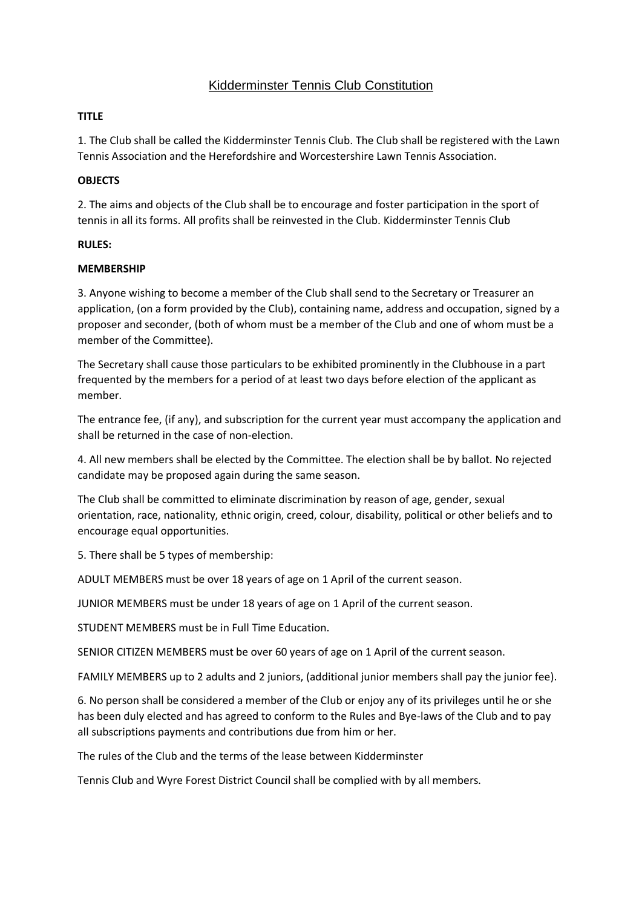# Kidderminster Tennis Club Constitution

**TITLE**

1. The Club shall be called the Kidderminster Tennis Club. The Club shall be registered with the Lawn Tennis Association and the Herefordshire and Worcestershire Lawn Tennis Association.

**OBJECTS**

2. The aims and objects of the Club shall be to encourage and foster participation in the sport of tennis in all its forms. All profits shall be reinvested in the Club. Kidderminster Tennis Club

**RULES:**

**MEMBERSHIP**

3. Anyone wishing to become a member of the Club shall send to the Secretary or Treasurer an application, (on a form provided by the Club), containing name, address and occupation, signed by a proposer and seconder, (both of whom must be a member of the Club and one of whom must be a member of the Committee).

The Secretary shall cause those particulars to be exhibited prominently in the Clubhouse in a part frequented by the members for a period of at least two days before election of the applicant as member.

The entrance fee, (if any), and subscription for the current year must accompany the application and shall be returned in the case of non-election.

4. All new members shall be elected by the Committee. The election shall be by ballot. No rejected candidate may be proposed again during the same season.

The Club shall be committed to eliminate discrimination by reason of age, gender, sexual orientation, race, nationality, ethnic origin, creed, colour, disability, political or other beliefs and to encourage equal opportunities.

5. There shall be 5 types of membership:

ADULT MEMBERS must be over 18 years of age on 1 April of the current season.

JUNIOR MEMBERS must be under 18 years of age on 1 April of the current season.

STUDENT MEMBERS must be in Full Time Education.

SENIOR CITIZEN MEMBERS must be over 60 years of age on 1 April of the current season.

FAMILY MEMBERS up to 2 adults and 2 juniors, (additional junior members shall pay the junior fee).

6. No person shall be considered a member of the Club or enjoy any of its privileges until he or she has been duly elected and has agreed to conform to the Rules and Bye-laws of the Club and to pay all subscriptions payments and contributions due from him or her.

The rules of the Club and the terms of the lease between Kidderminster

Tennis Club and Wyre Forest District Council shall be complied with by all members.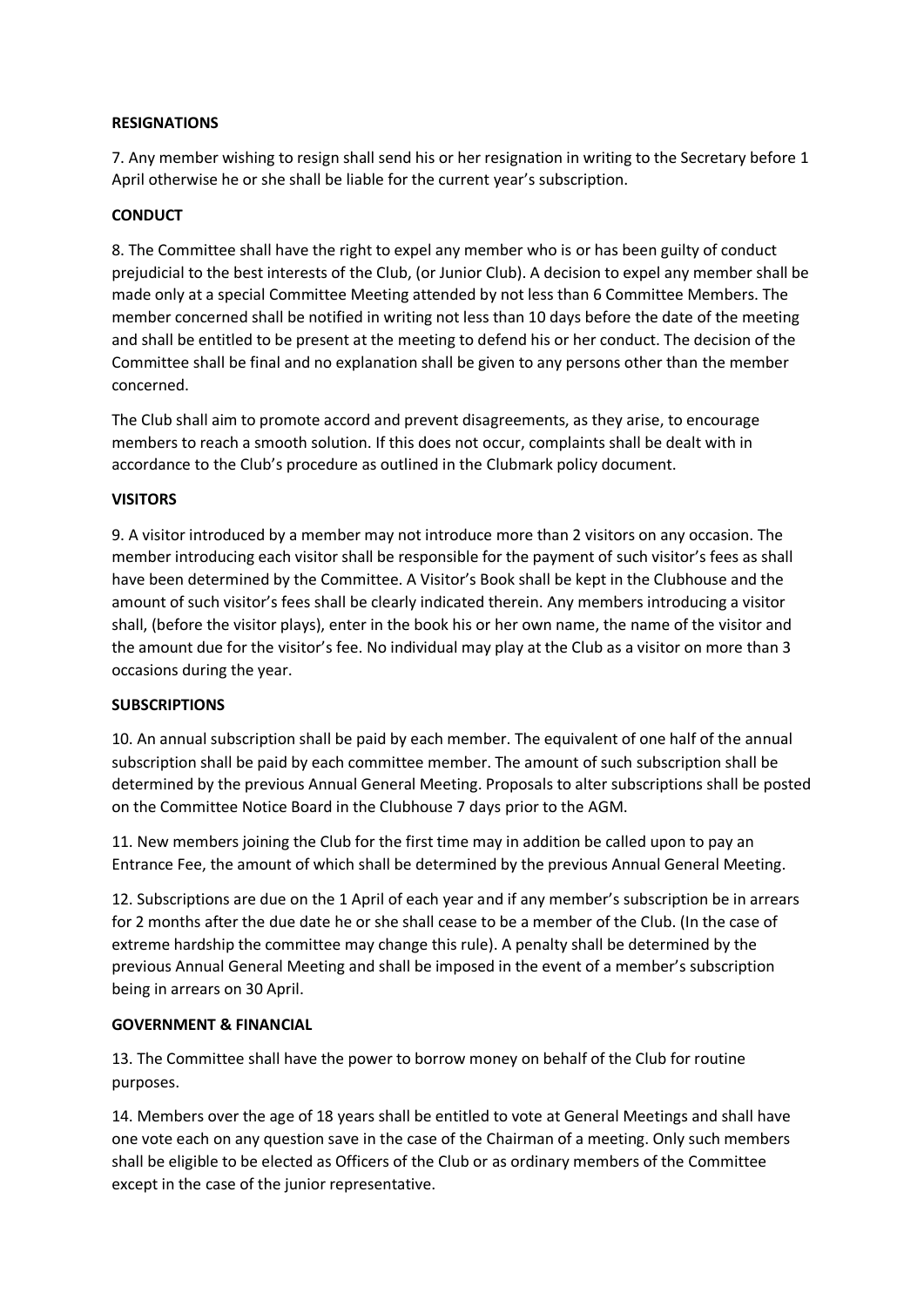**RESIGNATIONS**

7. Any member wishing to resign shall send his or her resignation in writing to the Secretary before 1 April otherwise he or she shall be liable for the current year's subscription.

**CONDUCT**

8. The Committee shall have the right to expel any member who is or has been guilty of conduct prejudicial to the best interests of the Club, (or Junior Club). A decision to expel any member shall be made only at a special Committee Meeting attended by not less than 6 Committee Members. The member concerned shall be notified in writing not less than 10 days before the date of the meeting and shall be entitled to be present at the meeting to defend his or her conduct. The decision of the Committee shall be final and no explanation shall be given to any persons other than the member concerned.

The Club shall aim to promote accord and prevent disagreements, as they arise, to encourage members to reach a smooth solution. If this does not occur, complaints shall be dealt with in accordance to the Club's procedure as outlined in the Clubmark policy document.

**VISITORS**

9. A visitor introduced by a member may not introduce more than 2 visitors on any occasion. The member introducing each visitor shall be responsible for the payment of such visitor's fees as shall have been determined by the Committee. A Visitor's Book shall be kept in the Clubhouse and the amount of such visitor's fees shall be clearly indicated therein. Any members introducing a visitor shall, (before the visitor plays), enter in the book his or her own name, the name of the visitor and the amount due for the visitor's fee. No individual may play at the Club as a visitor on more than 3 occasions during the year.

**SUBSCRIPTIONS**

10. An annual subscription shall be paid by each member. The equivalent of one half of the annual subscription shall be paid by each committee member. The amount of such subscription shall be determined by the previous Annual General Meeting. Proposals to alter subscriptions shall be posted on the Committee Notice Board in the Clubhouse 7 days prior to the AGM.

11. New members joining the Club for the first time may in addition be called upon to pay an Entrance Fee, the amount of which shall be determined by the previous Annual General Meeting.

12. Subscriptions are due on the 1 April of each year and if any member's subscription be in arrears for 2 months after the due date he or she shall cease to be a member of the Club. (In the case of extreme hardship the committee may change this rule). A penalty shall be determined by the previous Annual General Meeting and shall be imposed in the event of a member's subscription being in arrears on 30 April.

**GOVERNMENT & FINANCIAL**

13. The Committee shall have the power to borrow money on behalf of the Club for routine purposes.

14. Members over the age of 18 years shall be entitled to vote at General Meetings and shall have one vote each on any question save in the case of the Chairman of a meeting. Only such members shall be eligible to be elected as Officers of the Club or as ordinary members of the Committee except in the case of the junior representative.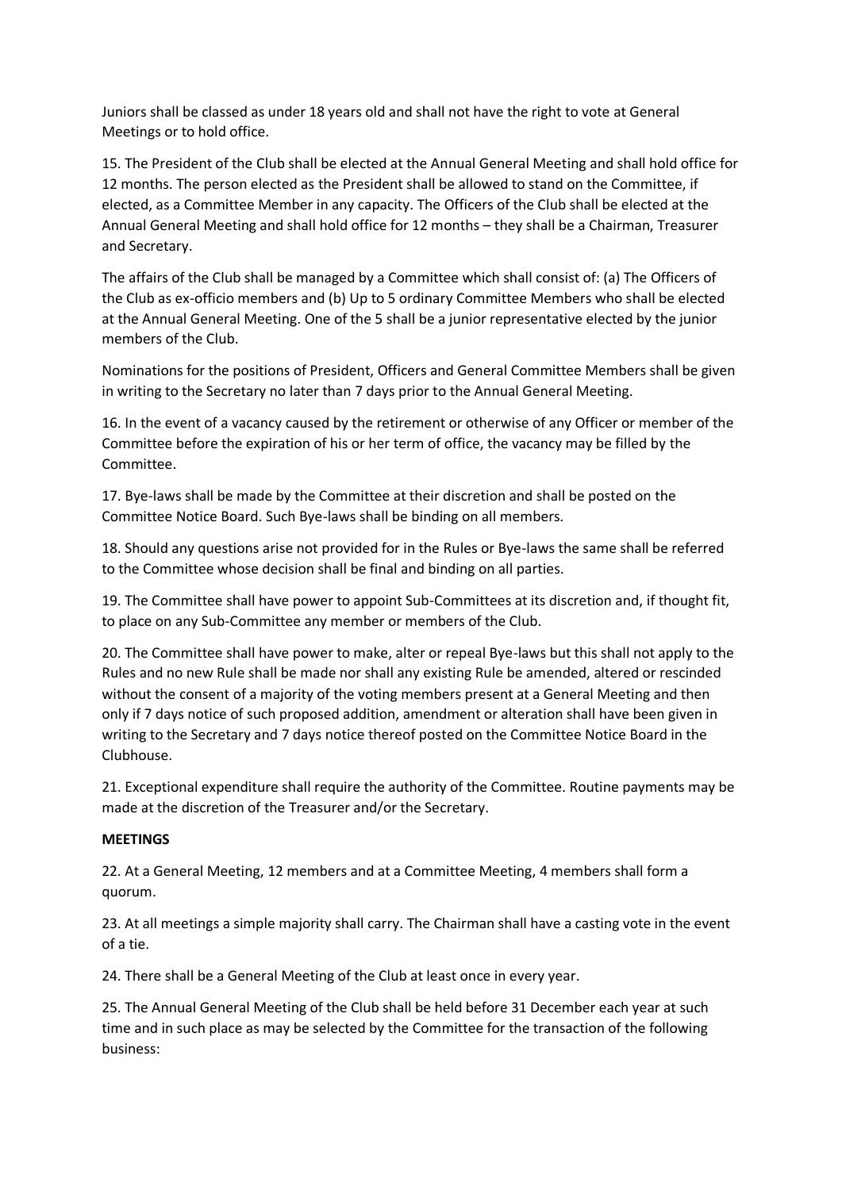Juniors shall be classed as under 18 years old and shall not have the right to vote at General Meetings or to hold office.

15. The President of the Club shall be elected at the Annual General Meeting and shall hold office for 12 months. The person elected as the President shall be allowed to stand on the Committee, if elected, as a Committee Member in any capacity. The Officers of the Club shall be elected at the Annual General Meeting and shall hold office for 12 months – they shall be a Chairman, Treasurer and Secretary.

The affairs of the Club shall be managed by a Committee which shall consist of: (a) The Officers of the Club as ex-officio members and (b) Up to 5 ordinary Committee Members who shall be elected at the Annual General Meeting. One of the 5 shall be a junior representative elected by the junior members of the Club.

Nominations for the positions of President, Officers and General Committee Members shall be given in writing to the Secretary no later than 7 days prior to the Annual General Meeting.

16. In the event of a vacancy caused by the retirement or otherwise of any Officer or member of the Committee before the expiration of his or her term of office, the vacancy may be filled by the Committee.

17. Bye-laws shall be made by the Committee at their discretion and shall be posted on the Committee Notice Board. Such Bye-laws shall be binding on all members.

18. Should any questions arise not provided for in the Rules or Bye-laws the same shall be referred to the Committee whose decision shall be final and binding on all parties.

19. The Committee shall have power to appoint Sub-Committees at its discretion and, if thought fit, to place on any Sub-Committee any member or members of the Club.

20. The Committee shall have power to make, alter or repeal Bye-laws but this shall not apply to the Rules and no new Rule shall be made nor shall any existing Rule be amended, altered or rescinded without the consent of a majority of the voting members present at a General Meeting and then only if 7 days notice of such proposed addition, amendment or alteration shall have been given in writing to the Secretary and 7 days notice thereof posted on the Committee Notice Board in the Clubhouse.

21. Exceptional expenditure shall require the authority of the Committee. Routine payments may be made at the discretion of the Treasurer and/or the Secretary.

**MEETINGS**

22. At a General Meeting, 12 members and at a Committee Meeting, 4 members shall form a quorum.

23. At all meetings a simple majority shall carry. The Chairman shall have a casting vote in the event of a tie.

24. There shall be a General Meeting of the Club at least once in every year.

25. The Annual General Meeting of the Club shall be held before 31 December each year at such time and in such place as may be selected by the Committee for the transaction of the following business: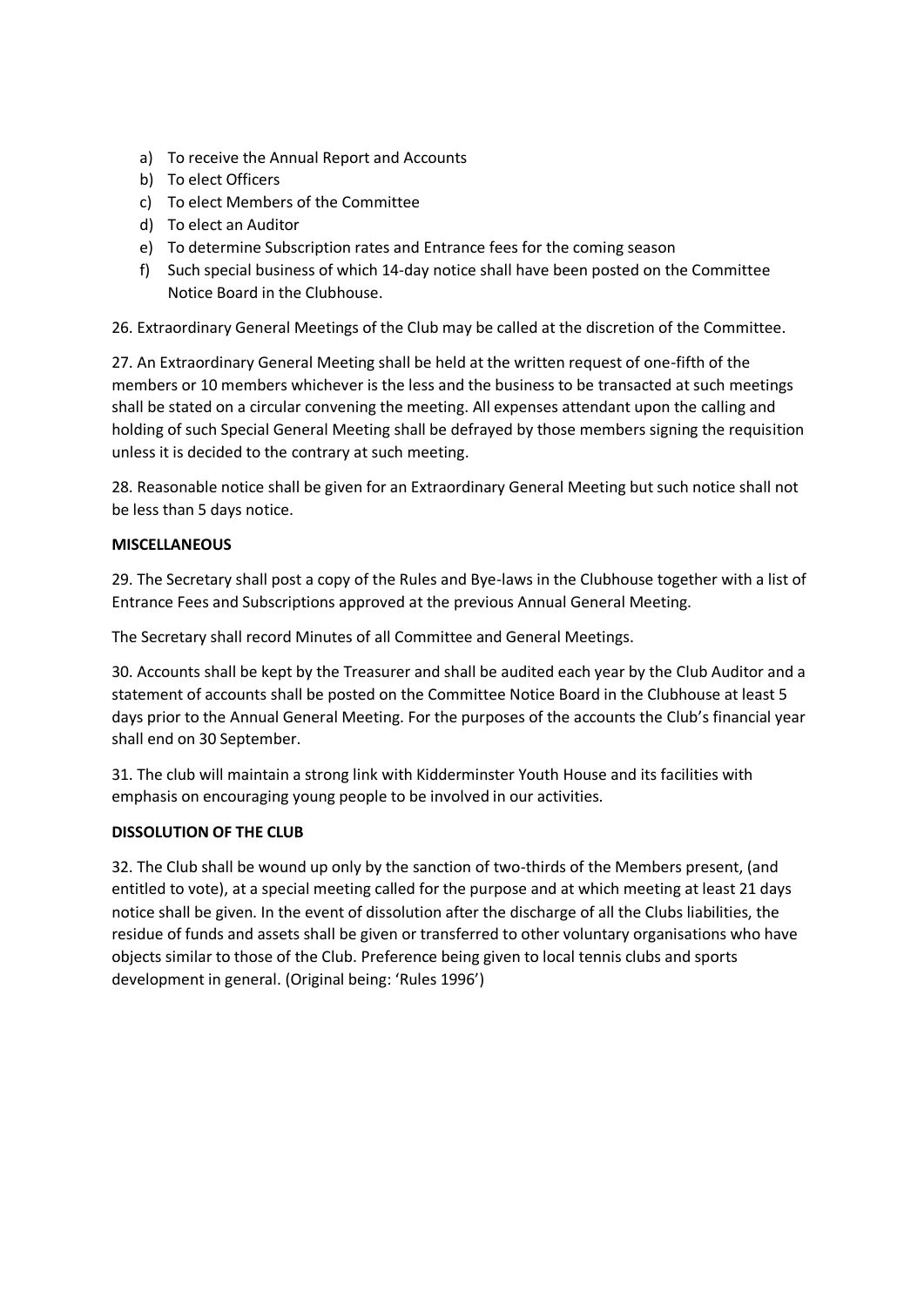a) To receive the Annual Report and Accounts
b) To elect Officers
c) To elect Members of the Committee
d) To elect an Auditor
e) To determine Subscription rates and Entrance fees for the coming season
f) Such special business of which 14-day notice shall have been posted on the Committee Notice Board in the Clubhouse.

26. Extraordinary General Meetings of the Club may be called at the discretion of the Committee.

27. An Extraordinary General Meeting shall be held at the written request of one-fifth of the members or 10 members whichever is the less and the business to be transacted at such meetings shall be stated on a circular convening the meeting. All expenses attendant upon the calling and holding of such Special General Meeting shall be defrayed by those members signing the requisition unless it is decided to the contrary at such meeting.

28. Reasonable notice shall be given for an Extraordinary General Meeting but such notice shall not be less than 5 days notice.

**MISCELLANEOUS**

29. The Secretary shall post a copy of the Rules and Bye-laws in the Clubhouse together with a list of Entrance Fees and Subscriptions approved at the previous Annual General Meeting.

The Secretary shall record Minutes of all Committee and General Meetings.

30. Accounts shall be kept by the Treasurer and shall be audited each year by the Club Auditor and a statement of accounts shall be posted on the Committee Notice Board in the Clubhouse at least 5 days prior to the Annual General Meeting. For the purposes of the accounts the Club's financial year shall end on 30 September.

31. The club will maintain a strong link with Kidderminster Youth House and its facilities with emphasis on encouraging young people to be involved in our activities.

**DISSOLUTION OF THE CLUB**

32. The Club shall be wound up only by the sanction of two-thirds of the Members present, (and entitled to vote), at a special meeting called for the purpose and at which meeting at least 21 days notice shall be given. In the event of dissolution after the discharge of all the Clubs liabilities, the residue of funds and assets shall be given or transferred to other voluntary organisations who have objects similar to those of the Club. Preference being given to local tennis clubs and sports development in general. (Original being: 'Rules 1996')